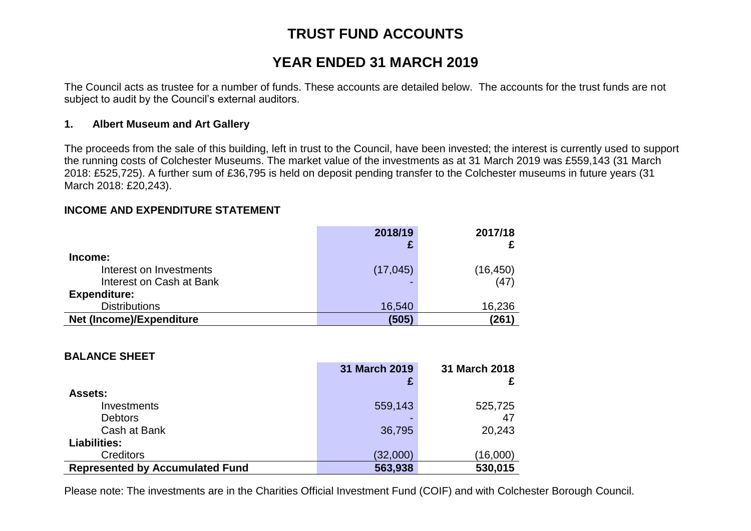# TRUST FUND ACCOUNTS

# YEAR ENDED 31 MARCH 2019

The Council acts as trustee for a number of funds. These accounts are detailed below. The accounts for the trust funds are not subject to audit by the Council's external auditors.

### 1. Albert Museum and Art Gallery

The proceeds from the sale of this building, left in trust to the Council, have been invested; the interest is currently used to support the running costs of Colchester Museums. The market value of the investments as at 31 March 2019 was £559,143 (31 March 2018: £525,725). A further sum of £36,795 is held on deposit pending transfer to the Colchester museums in future years (31 March 2018: £20,243).

**INCOME AND EXPENDITURE STATEMENT**

| | 2018/19<br>£ | 2017/18<br>£ |
|---|---|---|
| **Income:** | | |
| Interest on Investments | (17,045) | (16,450) |
| Interest on Cash at Bank | - | (47) |
| **Expenditure:** | | |
| Distributions | 16,540 | 16,236 |
| **Net (Income)/Expenditure** | **(505)** | **(261)** |

**BALANCE SHEET**

| | 31 March 2019<br>£ | 31 March 2018<br>£ |
|---|---|---|
| **Assets:** | | |
| Investments | 559,143 | 525,725 |
| Debtors | - | 47 |
| Cash at Bank | 36,795 | 20,243 |
| **Liabilities:** | | |
| Creditors | (32,000) | (16,000) |
| **Represented by Accumulated Fund** | **563,938** | **530,015** |

Please note: The investments are in the Charities Official Investment Fund (COIF) and with Colchester Borough Council.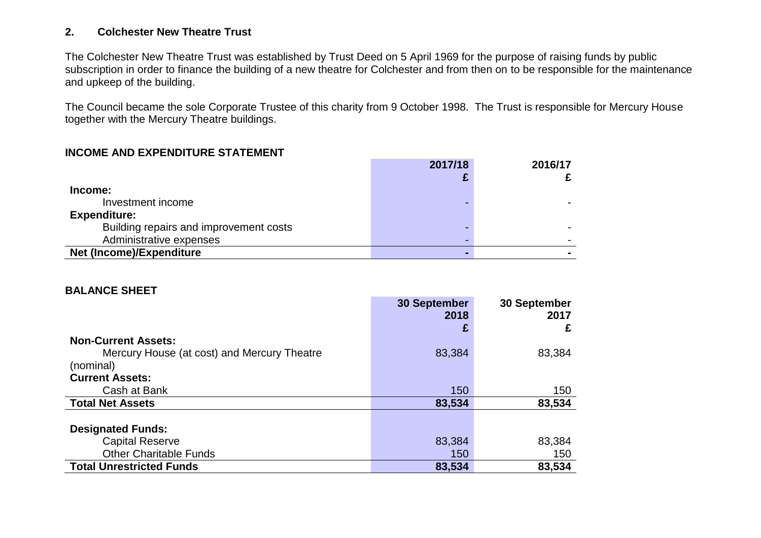## 2. Colchester New Theatre Trust

The Colchester New Theatre Trust was established by Trust Deed on 5 April 1969 for the purpose of raising funds by public subscription in order to finance the building of a new theatre for Colchester and from then on to be responsible for the maintenance and upkeep of the building.

The Council became the sole Corporate Trustee of this charity from 9 October 1998. The Trust is responsible for Mercury House together with the Mercury Theatre buildings.

### INCOME AND EXPENDITURE STATEMENT

| | 2017/18 £ | 2016/17 £ |
|---|---|---|
| **Income:** | | |
| Investment income | - | - |
| **Expenditure:** | | |
| Building repairs and improvement costs | - | - |
| Administrative expenses | - | - |
| **Net (Income)/Expenditure** | **-** | **-** |

### BALANCE SHEET

| | 30 September 2018 £ | 30 September 2017 £ |
|---|---|---|
| **Non-Current Assets:** | | |
| Mercury House (at cost) and Mercury Theatre (nominal) | 83,384 | 83,384 |
| **Current Assets:** | | |
| Cash at Bank | 150 | 150 |
| **Total Net Assets** | **83,534** | **83,534** |
| | | |
| **Designated Funds:** | | |
| Capital Reserve | 83,384 | 83,384 |
| Other Charitable Funds | 150 | 150 |
| **Total Unrestricted Funds** | **83,534** | **83,534** |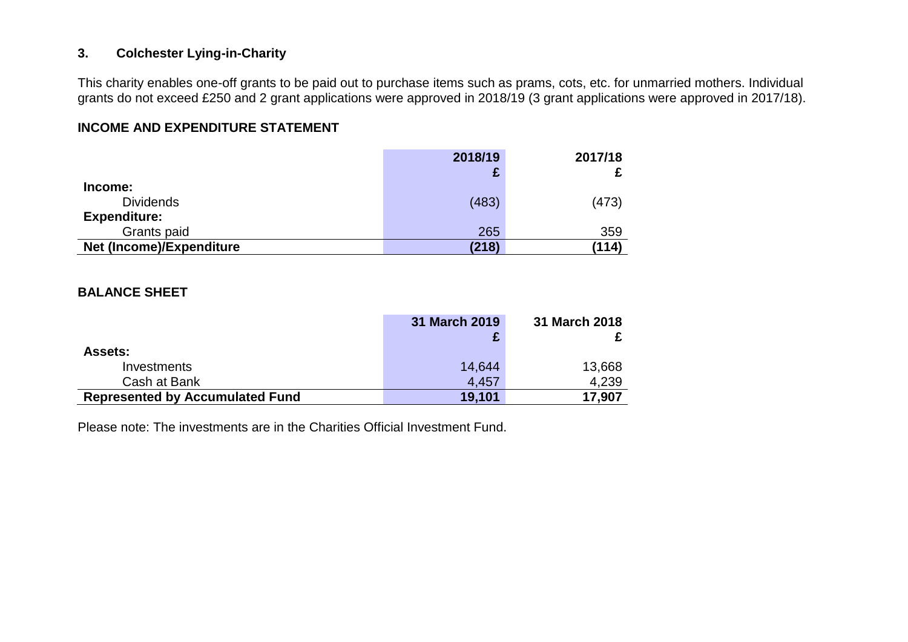## 3. Colchester Lying-in-Charity

This charity enables one-off grants to be paid out to purchase items such as prams, cots, etc. for unmarried mothers. Individual grants do not exceed £250 and 2 grant applications were approved in 2018/19 (3 grant applications were approved in 2017/18).

### INCOME AND EXPENDITURE STATEMENT

| | 2018/19 £ | 2017/18 £ |
|---|---|---|
| **Income:** | | |
| Dividends | (483) | (473) |
| **Expenditure:** | | |
| Grants paid | 265 | 359 |
| **Net (Income)/Expenditure** | **(218)** | **(114)** |

### BALANCE SHEET

| | 31 March 2019 £ | 31 March 2018 £ |
|---|---|---|
| **Assets:** | | |
| Investments | 14,644 | 13,668 |
| Cash at Bank | 4,457 | 4,239 |
| **Represented by Accumulated Fund** | **19,101** | **17,907** |

Please note: The investments are in the Charities Official Investment Fund.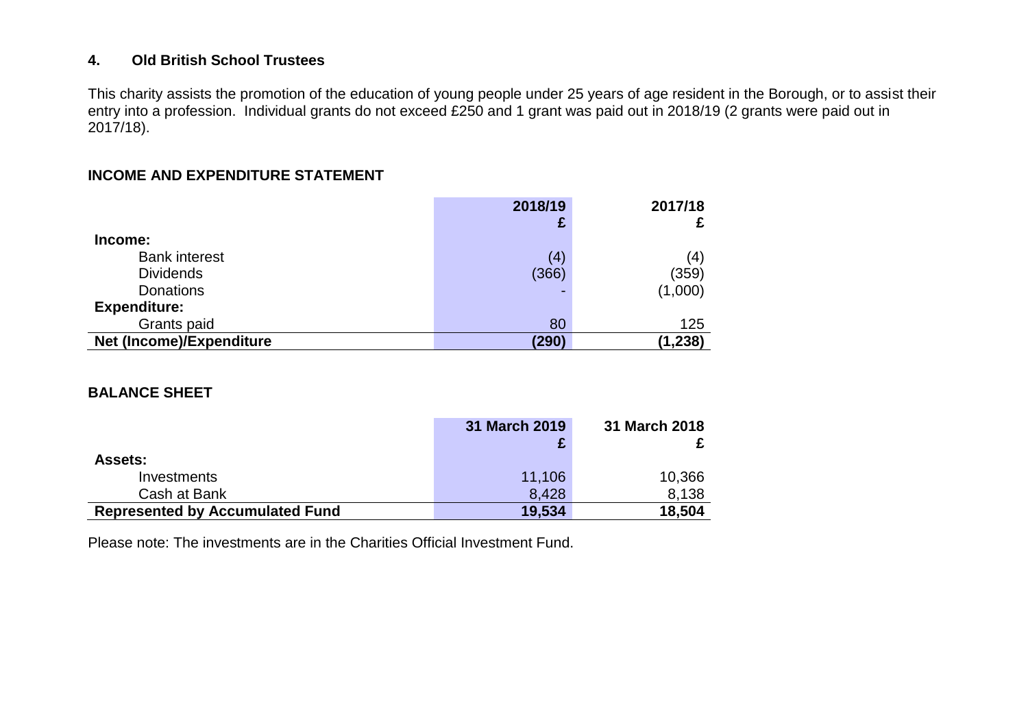## 4. Old British School Trustees

This charity assists the promotion of the education of young people under 25 years of age resident in the Borough, or to assist their entry into a profession. Individual grants do not exceed £250 and 1 grant was paid out in 2018/19 (2 grants were paid out in 2017/18).

### INCOME AND EXPENDITURE STATEMENT

| | 2018/19<br>£ | 2017/18<br>£ |
|---|---|---|
| **Income:** | | |
| Bank interest | (4) | (4) |
| Dividends | (366) | (359) |
| Donations | - | (1,000) |
| **Expenditure:** | | |
| Grants paid | 80 | 125 |
| **Net (Income)/Expenditure** | **(290)** | **(1,238)** |

### BALANCE SHEET

| | 31 March 2019<br>£ | 31 March 2018<br>£ |
|---|---|---|
| **Assets:** | | |
| Investments | 11,106 | 10,366 |
| Cash at Bank | 8,428 | 8,138 |
| **Represented by Accumulated Fund** | **19,534** | **18,504** |

Please note: The investments are in the Charities Official Investment Fund.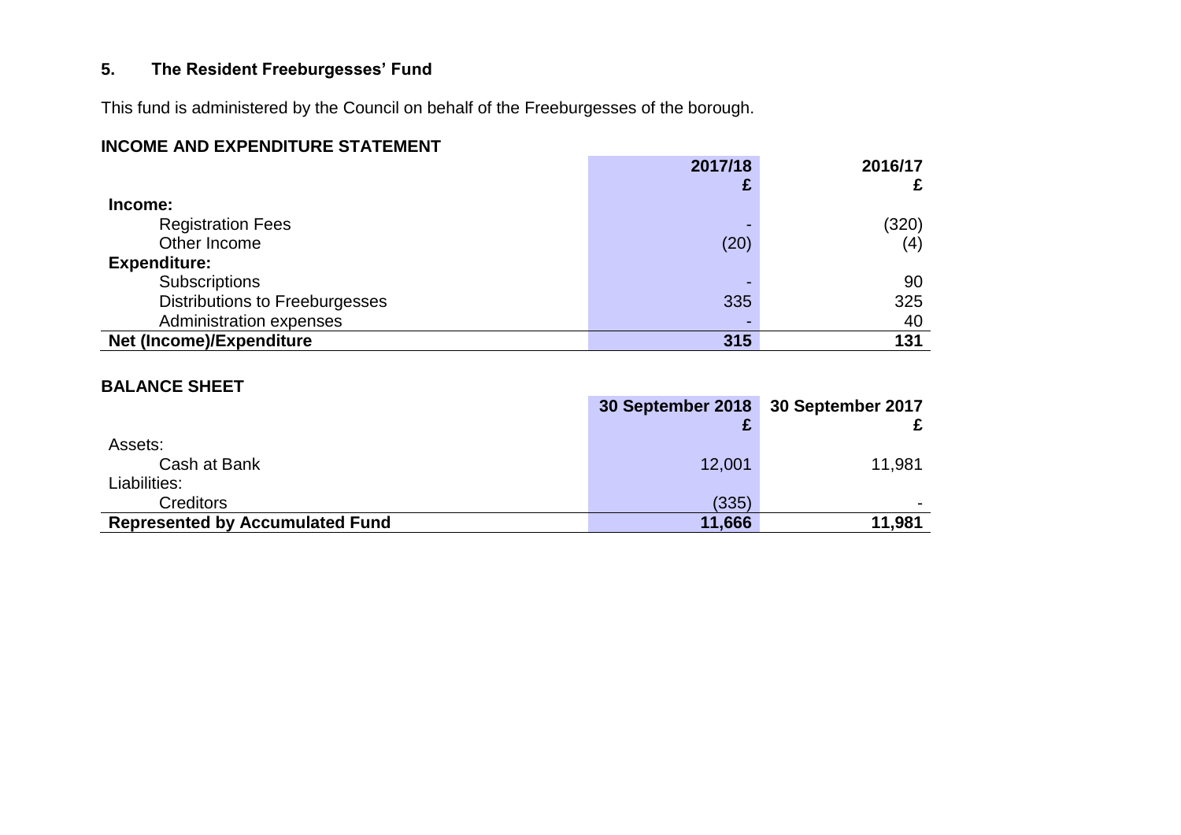## 5. The Resident Freeburgesses' Fund

This fund is administered by the Council on behalf of the Freeburgesses of the borough.

### INCOME AND EXPENDITURE STATEMENT

| | 2017/18 £ | 2016/17 £ |
|---|---|---|
| **Income:** | | |
| Registration Fees | - | (320) |
| Other Income | (20) | (4) |
| **Expenditure:** | | |
| Subscriptions | - | 90 |
| Distributions to Freeburgesses | 335 | 325 |
| Administration expenses | - | 40 |
| **Net (Income)/Expenditure** | **315** | **131** |

### BALANCE SHEET

| | 30 September 2018 £ | 30 September 2017 £ |
|---|---|---|
| Assets: | | |
| Cash at Bank | 12,001 | 11,981 |
| Liabilities: | | |
| Creditors | (335) | - |
| **Represented by Accumulated Fund** | **11,666** | **11,981** |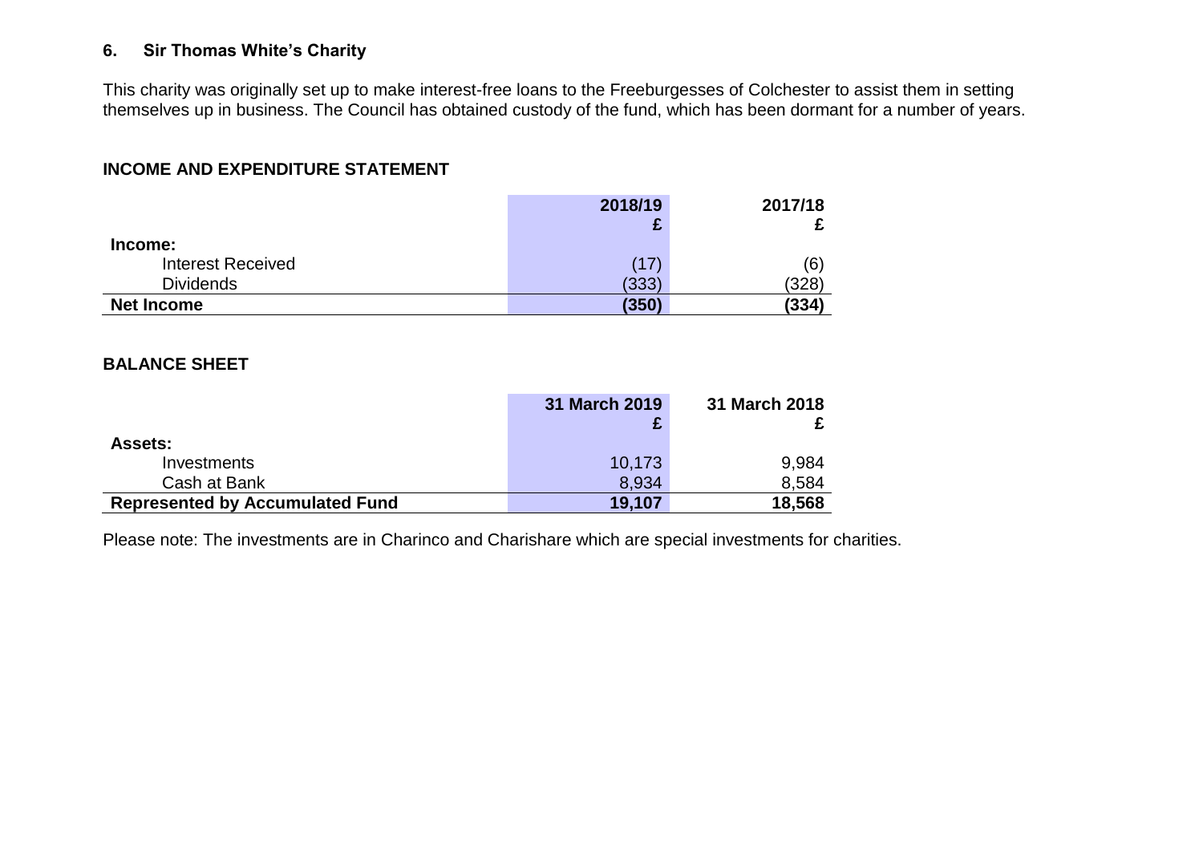## 6. Sir Thomas White's Charity

This charity was originally set up to make interest-free loans to the Freeburgesses of Colchester to assist them in setting themselves up in business. The Council has obtained custody of the fund, which has been dormant for a number of years.

### INCOME AND EXPENDITURE STATEMENT

| | 2018/19 £ | 2017/18 £ |
|---|---|---|
| **Income:** | | |
| Interest Received | (17) | (6) |
| Dividends | (333) | (328) |
| **Net Income** | **(350)** | **(334)** |

### BALANCE SHEET

| | 31 March 2019 £ | 31 March 2018 £ |
|---|---|---|
| **Assets:** | | |
| Investments | 10,173 | 9,984 |
| Cash at Bank | 8,934 | 8,584 |
| **Represented by Accumulated Fund** | **19,107** | **18,568** |

Please note: The investments are in Charinco and Charishare which are special investments for charities.